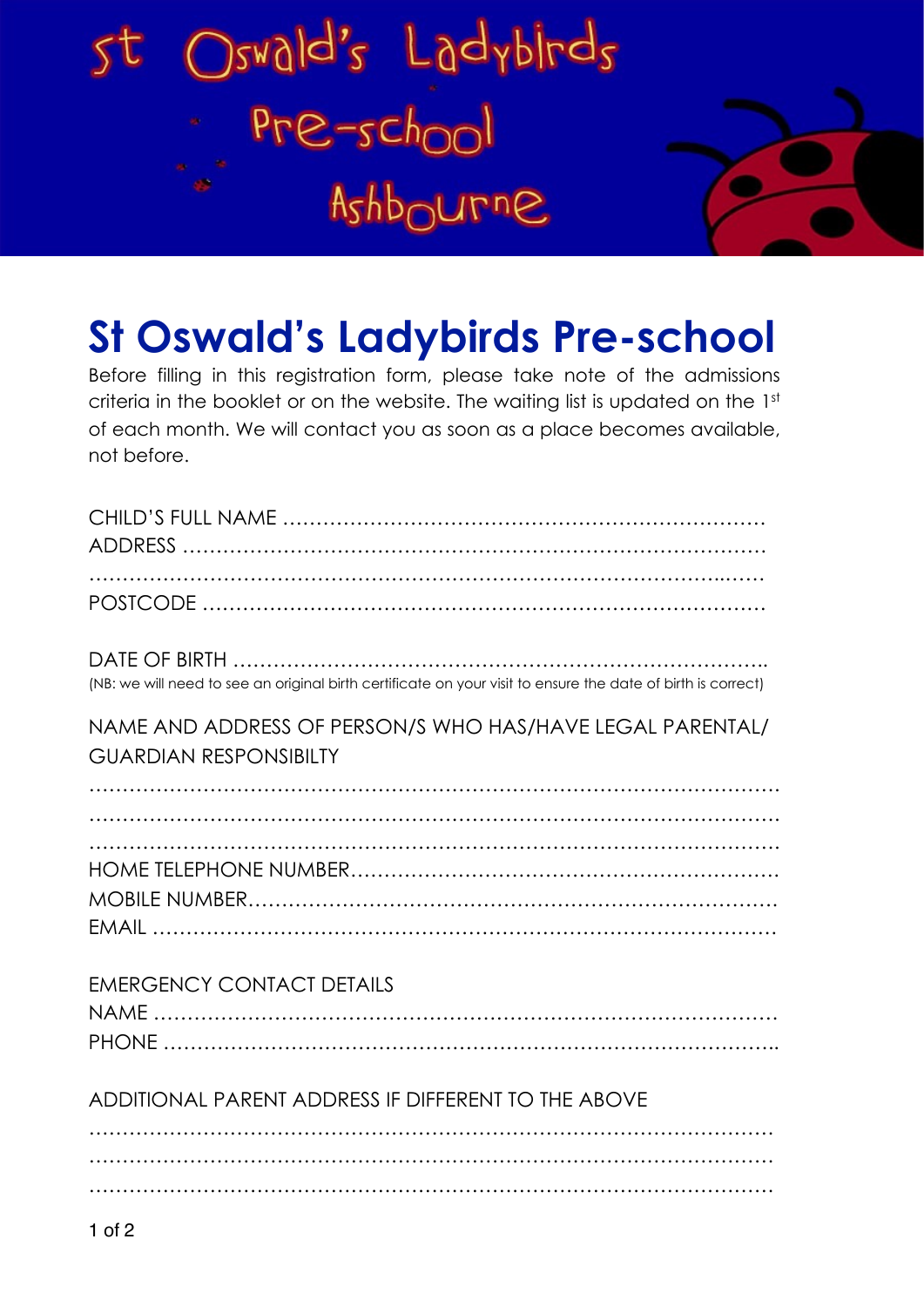St Oswald's Ladybirds Pre-school Ashbourne

# St Oswald's Ladybirds Pre-school

Before filling in this registration form, please take note of the admissions criteria in the booklet or on the website. The waiting list is updated on the 1st of each month. We will contact you as soon as a place becomes available, not before.

CHILD'S FULL NAME …………………………………………………………………

ADDRESS ………………………………………………………………………………

…………………………………………………………………………………………

POSTCODE ……………………………………………………………………………

DATE OF BIRTH ………………………………………………………………………..

(NB: we will need to see an original birth certificate on your visit to ensure the date of birth is correct)

NAME AND ADDRESS OF PERSON/S WHO HAS/HAVE LEGAL PARENTAL/ GUARDIAN RESPONSIBILTY

…………………………………………………………………………………………

…………………………………………………………………………………………

…………………………………………………………………………………………

HOME TELEPHONE NUMBER………………………………………………………

MOBILE NUMBER…………………………………………………………………….

EMAIL ……………………………………………………………………………………

EMERGENCY CONTACT DETAILS

NAME ……………………………………………………………………………………

PHONE …………………………………………………………………………………..

ADDITIONAL PARENT ADDRESS IF DIFFERENT TO THE ABOVE

…………………………………………………………………………………………

…………………………………………………………………………………………

…………………………………………………………………………………………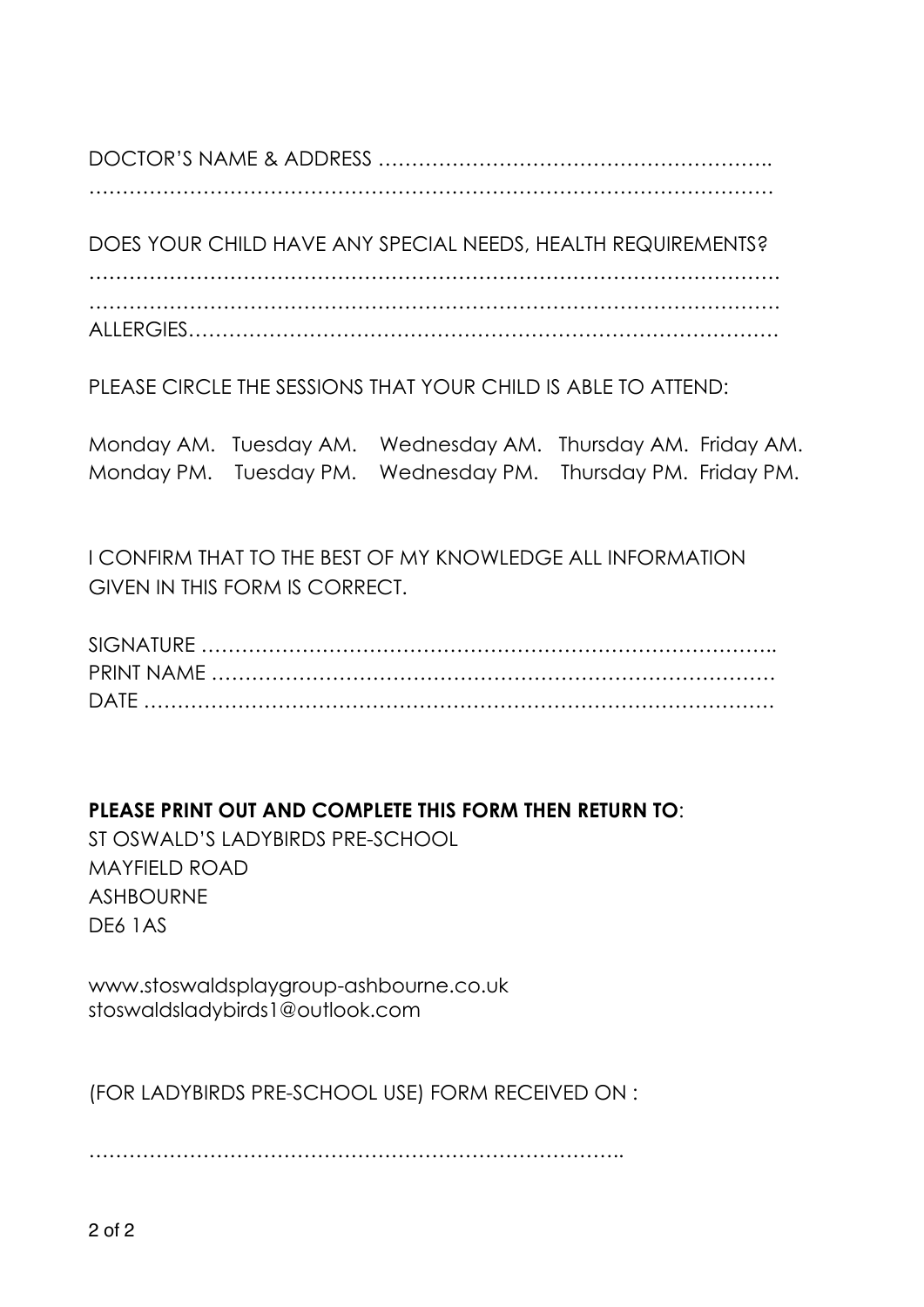DOCTOR'S NAME & ADDRESS …………………………………………………..
…………………………………………………………………………………………

DOES YOUR CHILD HAVE ANY SPECIAL NEEDS, HEALTH REQUIREMENTS?
…………………………………………………………………………………………
…………………………………………………………………………………………
ALLERGIES……………………………………………………………………………

PLEASE CIRCLE THE SESSIONS THAT YOUR CHILD IS ABLE TO ATTEND:

Monday AM. Tuesday AM. Wednesday AM. Thursday AM. Friday AM.
Monday PM. Tuesday PM. Wednesday PM. Thursday PM. Friday PM.

I CONFIRM THAT TO THE BEST OF MY KNOWLEDGE ALL INFORMATION GIVEN IN THIS FORM IS CORRECT.

SIGNATURE …………………………………………………………………………..
PRINT NAME ………………………………………………………………………
DATE ………………………………………………………………………………

**PLEASE PRINT OUT AND COMPLETE THIS FORM THEN RETURN TO**:
ST OSWALD'S LADYBIRDS PRE-SCHOOL
MAYFIELD ROAD
ASHBOURNE
DE6 1AS

www.stoswaldsplaygroup-ashbourne.co.uk
stoswaldsladybirds1@outlook.com

(FOR LADYBIRDS PRE-SCHOOL USE) FORM RECEIVED ON :

……………………………………………………………………..